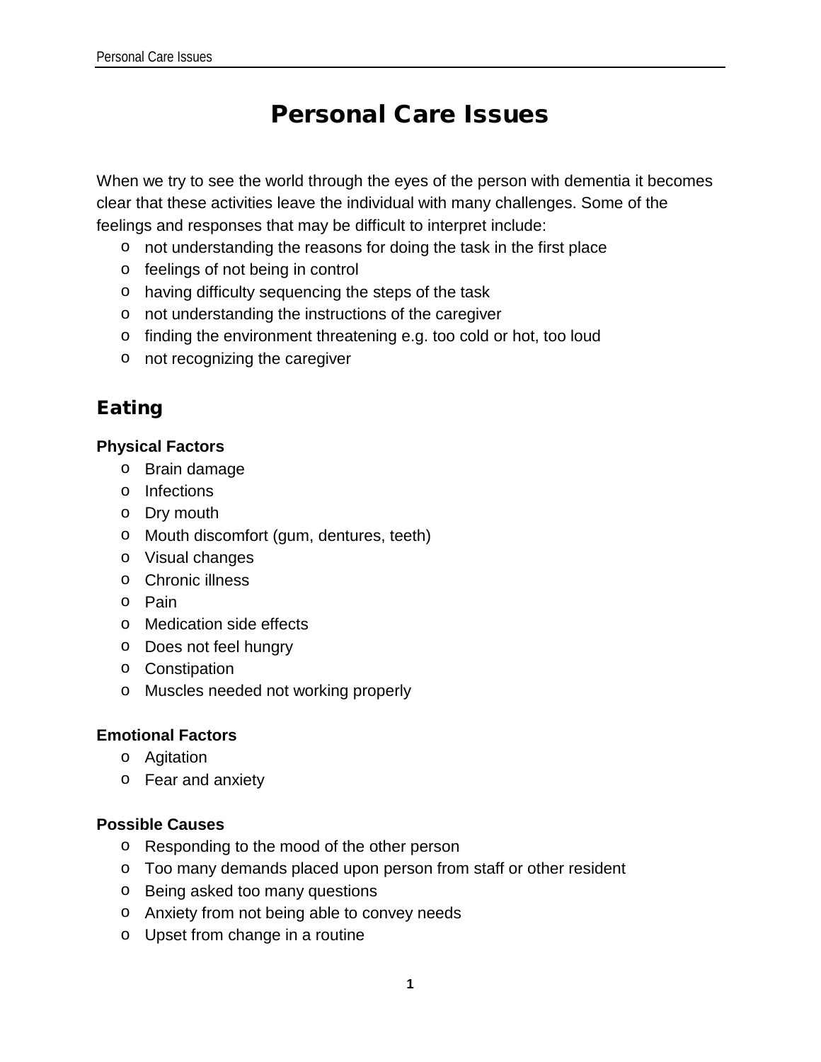# Personal Care Issues

When we try to see the world through the eyes of the person with dementia it becomes clear that these activities leave the individual with many challenges. Some of the feelings and responses that may be difficult to interpret include:

- not understanding the reasons for doing the task in the first place
- feelings of not being in control
- having difficulty sequencing the steps of the task
- not understanding the instructions of the caregiver
- finding the environment threatening e.g. too cold or hot, too loud
- not recognizing the caregiver

## Eating

**Physical Factors**

- Brain damage
- Infections
- Dry mouth
- Mouth discomfort (gum, dentures, teeth)
- Visual changes
- Chronic illness
- Pain
- Medication side effects
- Does not feel hungry
- Constipation
- Muscles needed not working properly

**Emotional Factors**

- Agitation
- Fear and anxiety

**Possible Causes**

- Responding to the mood of the other person
- Too many demands placed upon person from staff or other resident
- Being asked too many questions
- Anxiety from not being able to convey needs
- Upset from change in a routine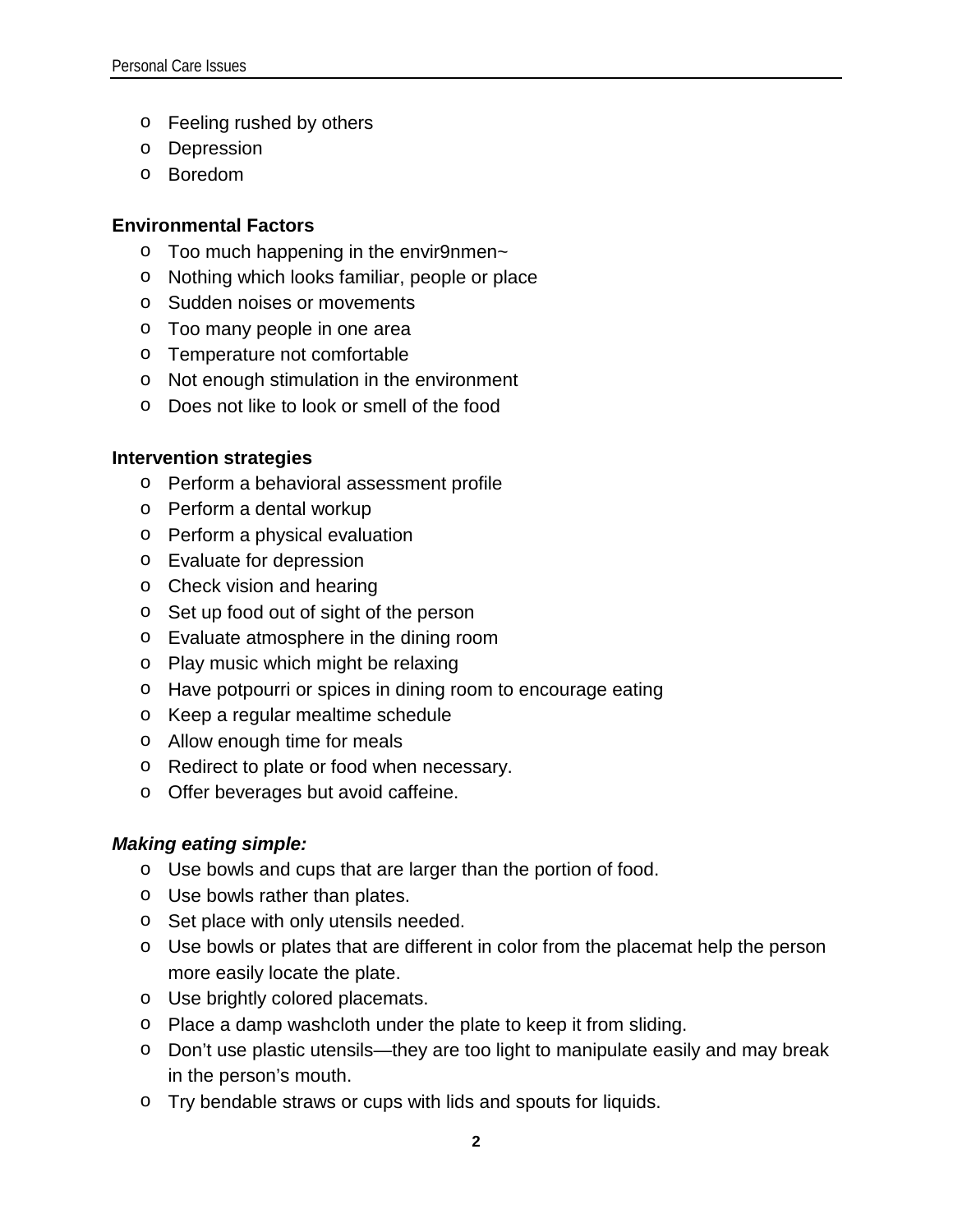- Feeling rushed by others
- Depression
- Boredom

**Environmental Factors**

- Too much happening in the envir9nmen~
- Nothing which looks familiar, people or place
- Sudden noises or movements
- Too many people in one area
- Temperature not comfortable
- Not enough stimulation in the environment
- Does not like to look or smell of the food

**Intervention strategies**

- Perform a behavioral assessment profile
- Perform a dental workup
- Perform a physical evaluation
- Evaluate for depression
- Check vision and hearing
- Set up food out of sight of the person
- Evaluate atmosphere in the dining room
- Play music which might be relaxing
- Have potpourri or spices in dining room to encourage eating
- Keep a regular mealtime schedule
- Allow enough time for meals
- Redirect to plate or food when necessary.
- Offer beverages but avoid caffeine.

***Making eating simple:***

- Use bowls and cups that are larger than the portion of food.
- Use bowls rather than plates.
- Set place with only utensils needed.
- Use bowls or plates that are different in color from the placemat help the person more easily locate the plate.
- Use brightly colored placemats.
- Place a damp washcloth under the plate to keep it from sliding.
- Don't use plastic utensils—they are too light to manipulate easily and may break in the person's mouth.
- Try bendable straws or cups with lids and spouts for liquids.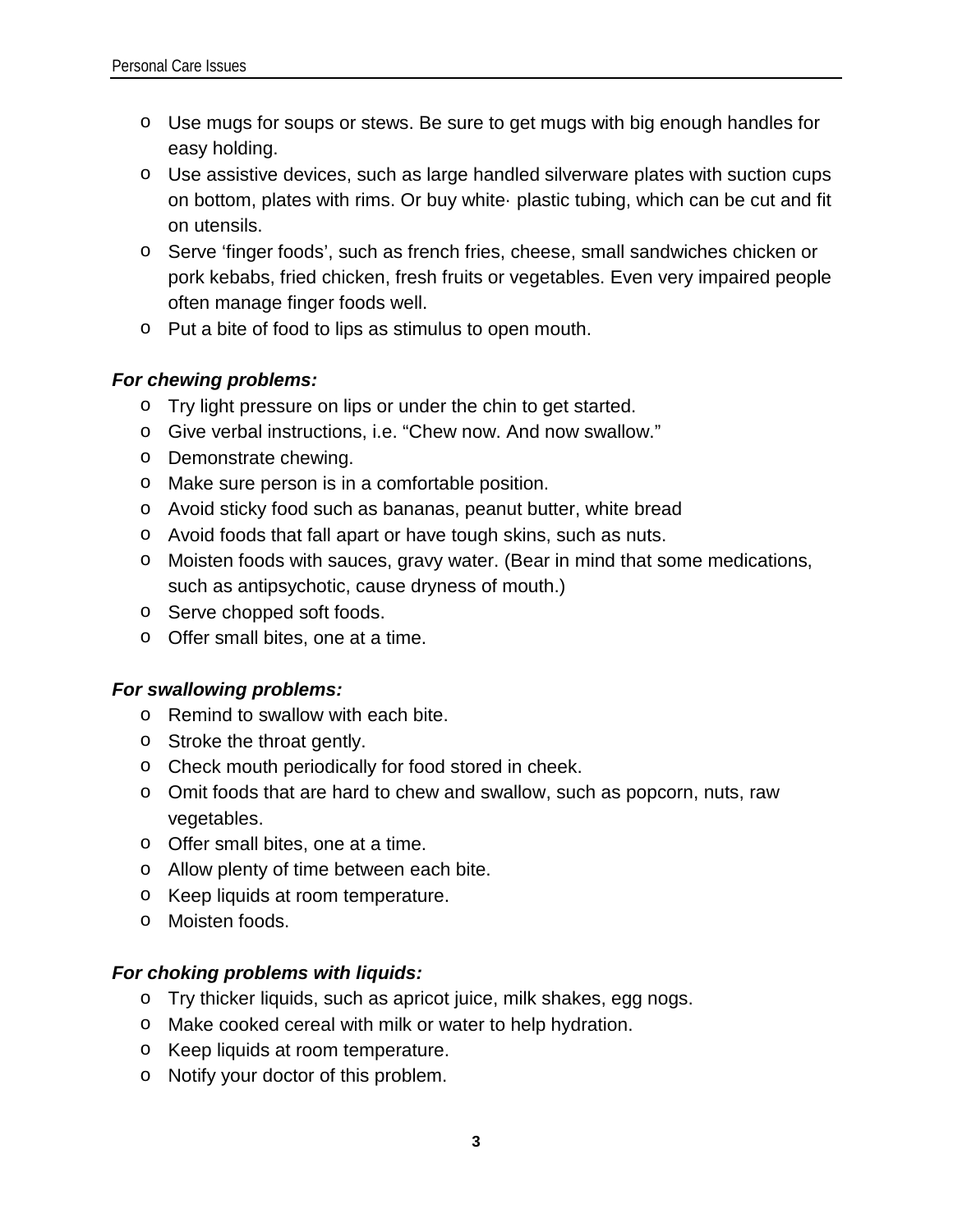- Use mugs for soups or stews. Be sure to get mugs with big enough handles for easy holding.
- Use assistive devices, such as large handled silverware plates with suction cups on bottom, plates with rims. Or buy white· plastic tubing, which can be cut and fit on utensils.
- Serve ‘finger foods’, such as french fries, cheese, small sandwiches chicken or pork kebabs, fried chicken, fresh fruits or vegetables. Even very impaired people often manage finger foods well.
- Put a bite of food to lips as stimulus to open mouth.

***For chewing problems:***

- Try light pressure on lips or under the chin to get started.
- Give verbal instructions, i.e. “Chew now. And now swallow.”
- Demonstrate chewing.
- Make sure person is in a comfortable position.
- Avoid sticky food such as bananas, peanut butter, white bread
- Avoid foods that fall apart or have tough skins, such as nuts.
- Moisten foods with sauces, gravy water. (Bear in mind that some medications, such as antipsychotic, cause dryness of mouth.)
- Serve chopped soft foods.
- Offer small bites, one at a time.

***For swallowing problems:***

- Remind to swallow with each bite.
- Stroke the throat gently.
- Check mouth periodically for food stored in cheek.
- Omit foods that are hard to chew and swallow, such as popcorn, nuts, raw vegetables.
- Offer small bites, one at a time.
- Allow plenty of time between each bite.
- Keep liquids at room temperature.
- Moisten foods.

***For choking problems with liquids:***

- Try thicker liquids, such as apricot juice, milk shakes, egg nogs.
- Make cooked cereal with milk or water to help hydration.
- Keep liquids at room temperature.
- Notify your doctor of this problem.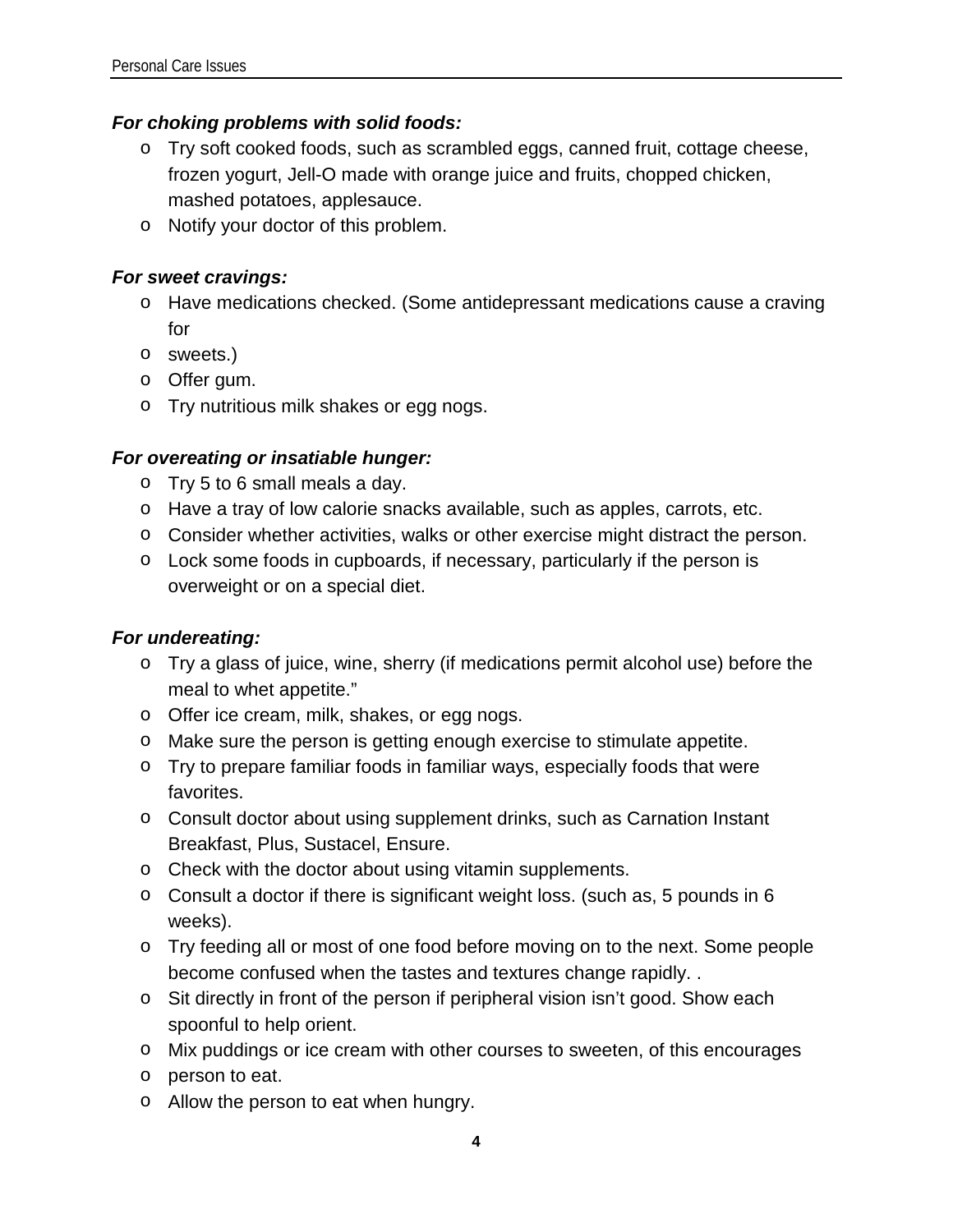***For choking problems with solid foods:***

- Try soft cooked foods, such as scrambled eggs, canned fruit, cottage cheese, frozen yogurt, Jell-O made with orange juice and fruits, chopped chicken, mashed potatoes, applesauce.
- Notify your doctor of this problem.

***For sweet cravings:***

- Have medications checked. (Some antidepressant medications cause a craving for
- sweets.)
- Offer gum.
- Try nutritious milk shakes or egg nogs.

***For overeating or insatiable hunger:***

- Try 5 to 6 small meals a day.
- Have a tray of low calorie snacks available, such as apples, carrots, etc.
- Consider whether activities, walks or other exercise might distract the person.
- Lock some foods in cupboards, if necessary, particularly if the person is overweight or on a special diet.

***For undereating:***

- Try a glass of juice, wine, sherry (if medications permit alcohol use) before the meal to whet appetite."
- Offer ice cream, milk, shakes, or egg nogs.
- Make sure the person is getting enough exercise to stimulate appetite.
- Try to prepare familiar foods in familiar ways, especially foods that were favorites.
- Consult doctor about using supplement drinks, such as Carnation Instant Breakfast, Plus, Sustacel, Ensure.
- Check with the doctor about using vitamin supplements.
- Consult a doctor if there is significant weight loss. (such as, 5 pounds in 6 weeks).
- Try feeding all or most of one food before moving on to the next. Some people become confused when the tastes and textures change rapidly. .
- Sit directly in front of the person if peripheral vision isn't good. Show each spoonful to help orient.
- Mix puddings or ice cream with other courses to sweeten, of this encourages
- person to eat.
- Allow the person to eat when hungry.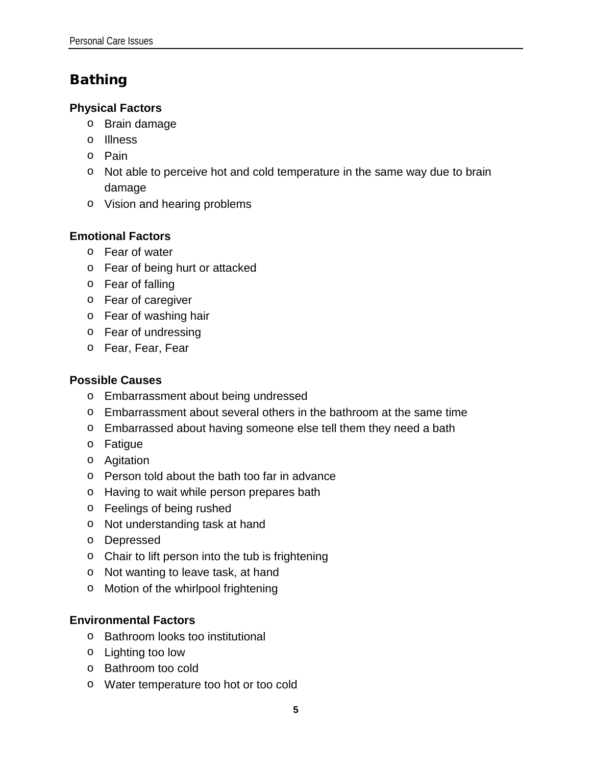## Bathing

**Physical Factors**

- Brain damage
- Illness
- Pain
- Not able to perceive hot and cold temperature in the same way due to brain damage
- Vision and hearing problems

**Emotional Factors**

- Fear of water
- Fear of being hurt or attacked
- Fear of falling
- Fear of caregiver
- Fear of washing hair
- Fear of undressing
- Fear, Fear, Fear

**Possible Causes**

- Embarrassment about being undressed
- Embarrassment about several others in the bathroom at the same time
- Embarrassed about having someone else tell them they need a bath
- Fatigue
- Agitation
- Person told about the bath too far in advance
- Having to wait while person prepares bath
- Feelings of being rushed
- Not understanding task at hand
- Depressed
- Chair to lift person into the tub is frightening
- Not wanting to leave task, at hand
- Motion of the whirlpool frightening

**Environmental Factors**

- Bathroom looks too institutional
- Lighting too low
- Bathroom too cold
- Water temperature too hot or too cold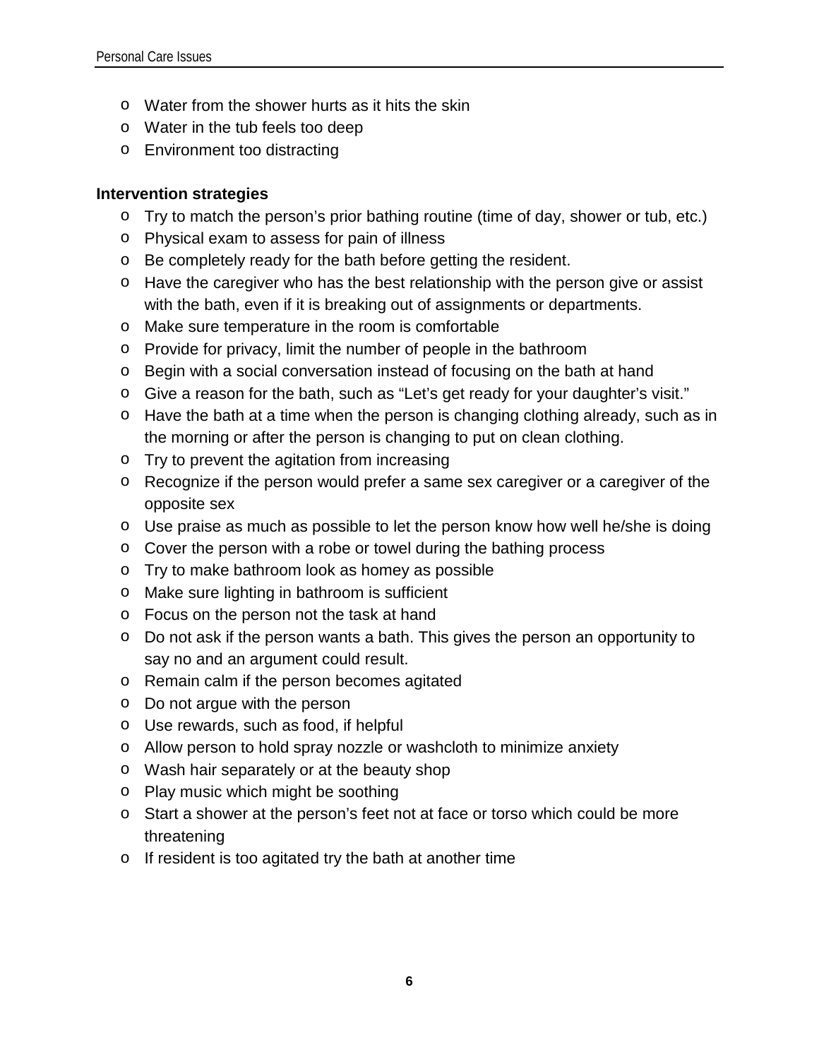- Water from the shower hurts as it hits the skin
- Water in the tub feels too deep
- Environment too distracting

**Intervention strategies**

- Try to match the person's prior bathing routine (time of day, shower or tub, etc.)
- Physical exam to assess for pain of illness
- Be completely ready for the bath before getting the resident.
- Have the caregiver who has the best relationship with the person give or assist with the bath, even if it is breaking out of assignments or departments.
- Make sure temperature in the room is comfortable
- Provide for privacy, limit the number of people in the bathroom
- Begin with a social conversation instead of focusing on the bath at hand
- Give a reason for the bath, such as "Let's get ready for your daughter's visit."
- Have the bath at a time when the person is changing clothing already, such as in the morning or after the person is changing to put on clean clothing.
- Try to prevent the agitation from increasing
- Recognize if the person would prefer a same sex caregiver or a caregiver of the opposite sex
- Use praise as much as possible to let the person know how well he/she is doing
- Cover the person with a robe or towel during the bathing process
- Try to make bathroom look as homey as possible
- Make sure lighting in bathroom is sufficient
- Focus on the person not the task at hand
- Do not ask if the person wants a bath. This gives the person an opportunity to say no and an argument could result.
- Remain calm if the person becomes agitated
- Do not argue with the person
- Use rewards, such as food, if helpful
- Allow person to hold spray nozzle or washcloth to minimize anxiety
- Wash hair separately or at the beauty shop
- Play music which might be soothing
- Start a shower at the person's feet not at face or torso which could be more threatening
- If resident is too agitated try the bath at another time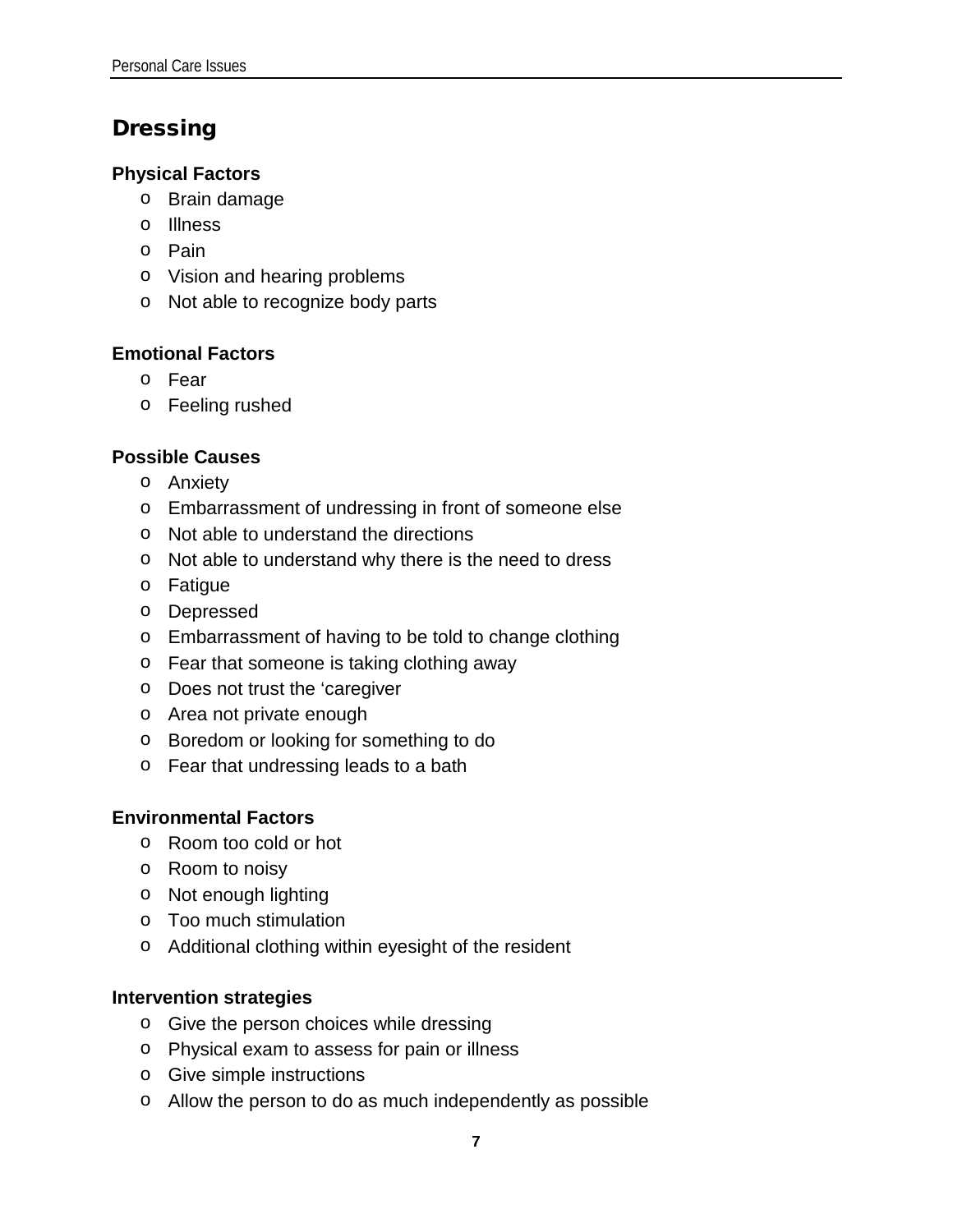## Dressing

**Physical Factors**

- Brain damage
- Illness
- Pain
- Vision and hearing problems
- Not able to recognize body parts

**Emotional Factors**

- Fear
- Feeling rushed

**Possible Causes**

- Anxiety
- Embarrassment of undressing in front of someone else
- Not able to understand the directions
- Not able to understand why there is the need to dress
- Fatigue
- Depressed
- Embarrassment of having to be told to change clothing
- Fear that someone is taking clothing away
- Does not trust the 'caregiver
- Area not private enough
- Boredom or looking for something to do
- Fear that undressing leads to a bath

**Environmental Factors**

- Room too cold or hot
- Room to noisy
- Not enough lighting
- Too much stimulation
- Additional clothing within eyesight of the resident

**Intervention strategies**

- Give the person choices while dressing
- Physical exam to assess for pain or illness
- Give simple instructions
- Allow the person to do as much independently as possible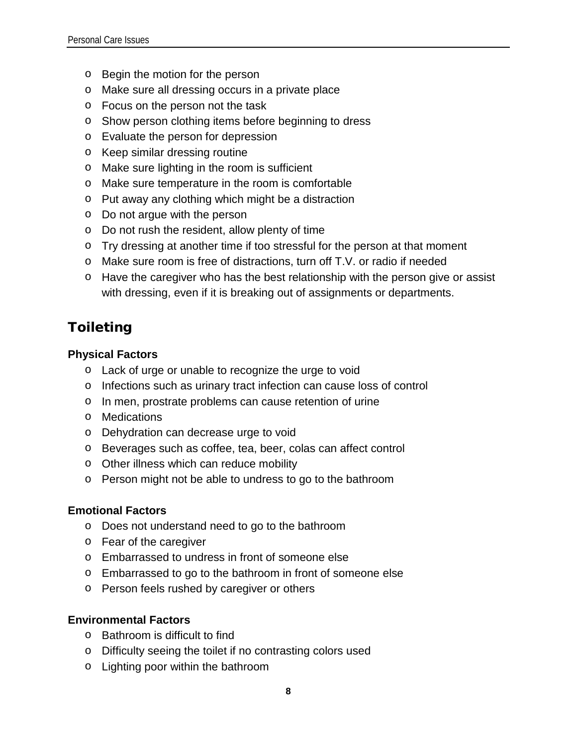- Begin the motion for the person
- Make sure all dressing occurs in a private place
- Focus on the person not the task
- Show person clothing items before beginning to dress
- Evaluate the person for depression
- Keep similar dressing routine
- Make sure lighting in the room is sufficient
- Make sure temperature in the room is comfortable
- Put away any clothing which might be a distraction
- Do not argue with the person
- Do not rush the resident, allow plenty of time
- Try dressing at another time if too stressful for the person at that moment
- Make sure room is free of distractions, turn off T.V. or radio if needed
- Have the caregiver who has the best relationship with the person give or assist with dressing, even if it is breaking out of assignments or departments.

## Toileting

**Physical Factors**

- Lack of urge or unable to recognize the urge to void
- Infections such as urinary tract infection can cause loss of control
- In men, prostrate problems can cause retention of urine
- Medications
- Dehydration can decrease urge to void
- Beverages such as coffee, tea, beer, colas can affect control
- Other illness which can reduce mobility
- Person might not be able to undress to go to the bathroom

**Emotional Factors**

- Does not understand need to go to the bathroom
- Fear of the caregiver
- Embarrassed to undress in front of someone else
- Embarrassed to go to the bathroom in front of someone else
- Person feels rushed by caregiver or others

**Environmental Factors**

- Bathroom is difficult to find
- Difficulty seeing the toilet if no contrasting colors used
- Lighting poor within the bathroom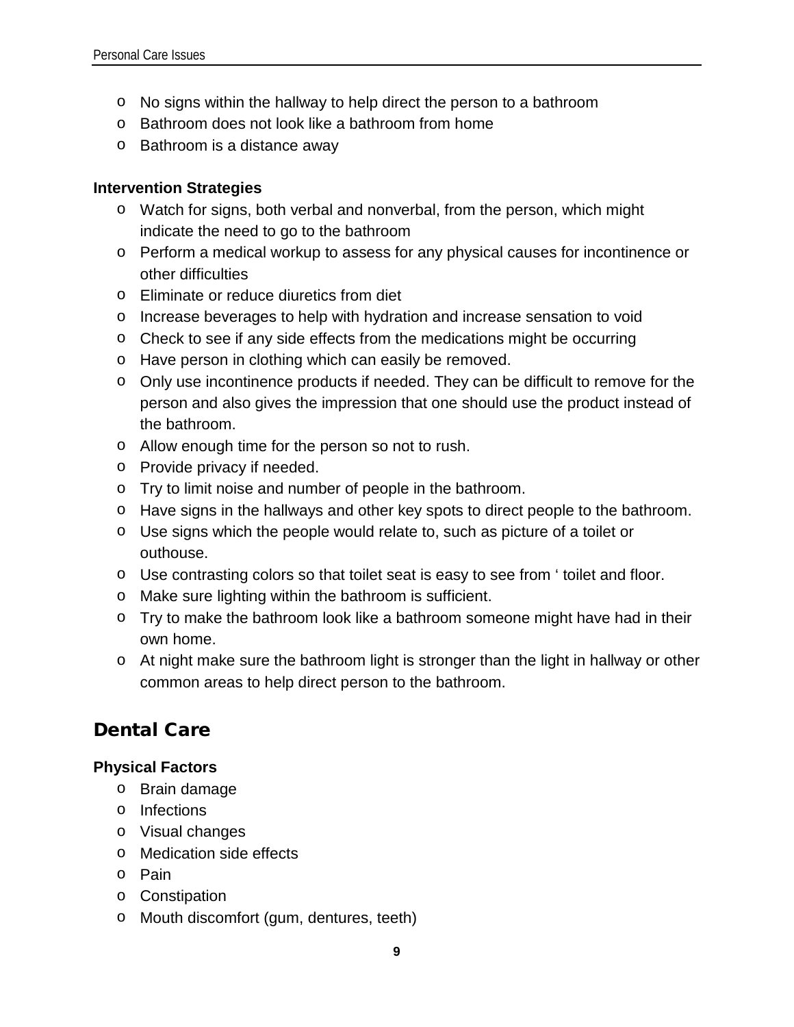- No signs within the hallway to help direct the person to a bathroom
- Bathroom does not look like a bathroom from home
- Bathroom is a distance away

**Intervention Strategies**

- Watch for signs, both verbal and nonverbal, from the person, which might indicate the need to go to the bathroom
- Perform a medical workup to assess for any physical causes for incontinence or other difficulties
- Eliminate or reduce diuretics from diet
- Increase beverages to help with hydration and increase sensation to void
- Check to see if any side effects from the medications might be occurring
- Have person in clothing which can easily be removed.
- Only use incontinence products if needed. They can be difficult to remove for the person and also gives the impression that one should use the product instead of the bathroom.
- Allow enough time for the person so not to rush.
- Provide privacy if needed.
- Try to limit noise and number of people in the bathroom.
- Have signs in the hallways and other key spots to direct people to the bathroom.
- Use signs which the people would relate to, such as picture of a toilet or outhouse.
- Use contrasting colors so that toilet seat is easy to see from ' toilet and floor.
- Make sure lighting within the bathroom is sufficient.
- Try to make the bathroom look like a bathroom someone might have had in their own home.
- At night make sure the bathroom light is stronger than the light in hallway or other common areas to help direct person to the bathroom.

## Dental Care

**Physical Factors**

- Brain damage
- Infections
- Visual changes
- Medication side effects
- Pain
- Constipation
- Mouth discomfort (gum, dentures, teeth)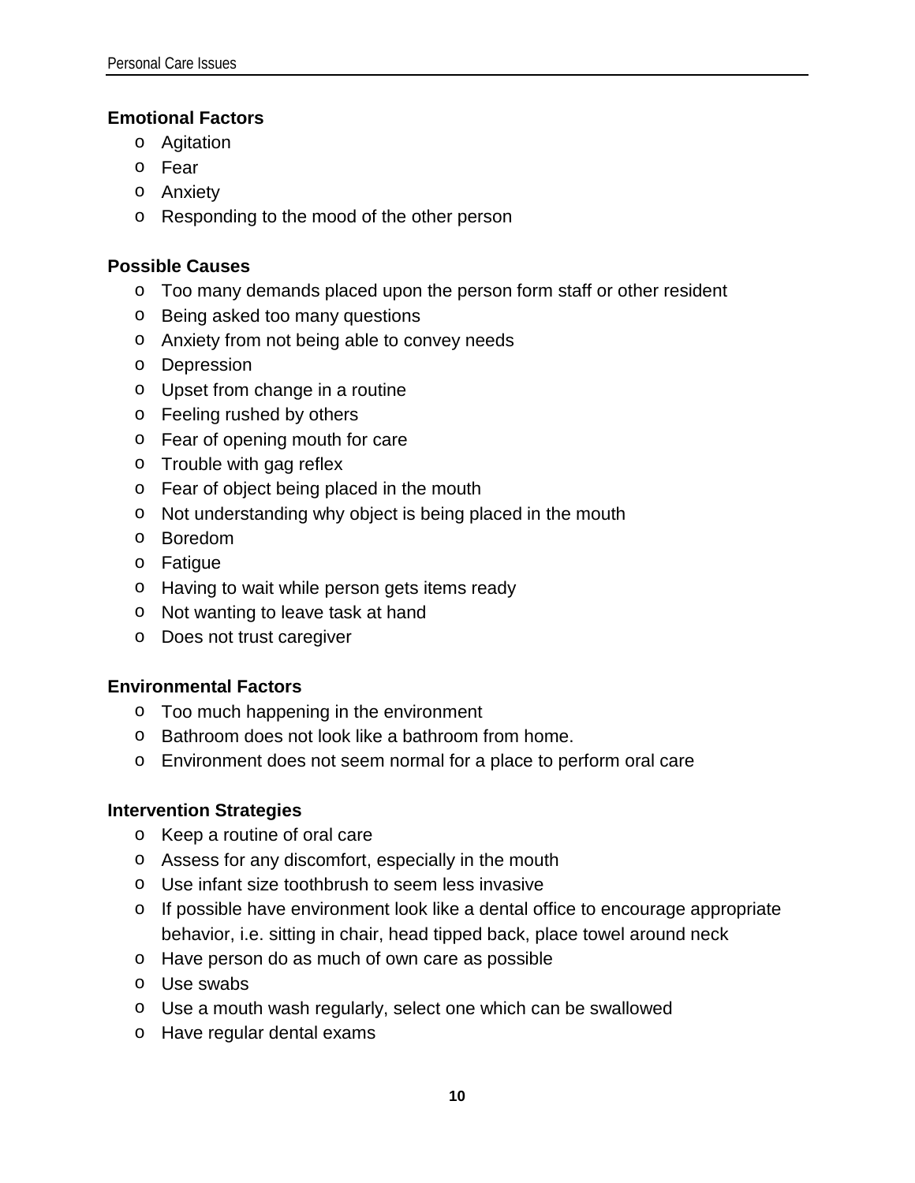**Emotional Factors**

- Agitation
- Fear
- Anxiety
- Responding to the mood of the other person

**Possible Causes**

- Too many demands placed upon the person form staff or other resident
- Being asked too many questions
- Anxiety from not being able to convey needs
- Depression
- Upset from change in a routine
- Feeling rushed by others
- Fear of opening mouth for care
- Trouble with gag reflex
- Fear of object being placed in the mouth
- Not understanding why object is being placed in the mouth
- Boredom
- Fatigue
- Having to wait while person gets items ready
- Not wanting to leave task at hand
- Does not trust caregiver

**Environmental Factors**

- Too much happening in the environment
- Bathroom does not look like a bathroom from home.
- Environment does not seem normal for a place to perform oral care

**Intervention Strategies**

- Keep a routine of oral care
- Assess for any discomfort, especially in the mouth
- Use infant size toothbrush to seem less invasive
- If possible have environment look like a dental office to encourage appropriate behavior, i.e. sitting in chair, head tipped back, place towel around neck
- Have person do as much of own care as possible
- Use swabs
- Use a mouth wash regularly, select one which can be swallowed
- Have regular dental exams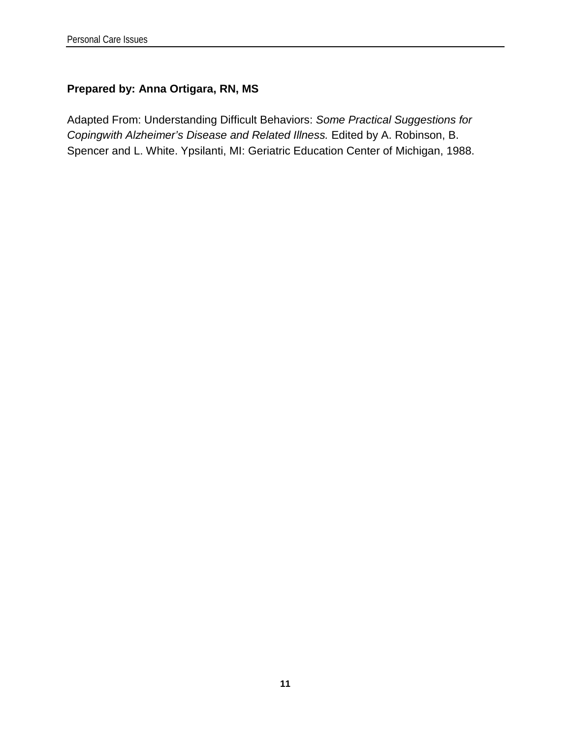**Prepared by: Anna Ortigara, RN, MS**

Adapted From: Understanding Difficult Behaviors: *Some Practical Suggestions for Copingwith Alzheimer's Disease and Related Illness.* Edited by A. Robinson, B. Spencer and L. White. Ypsilanti, MI: Geriatric Education Center of Michigan, 1988.